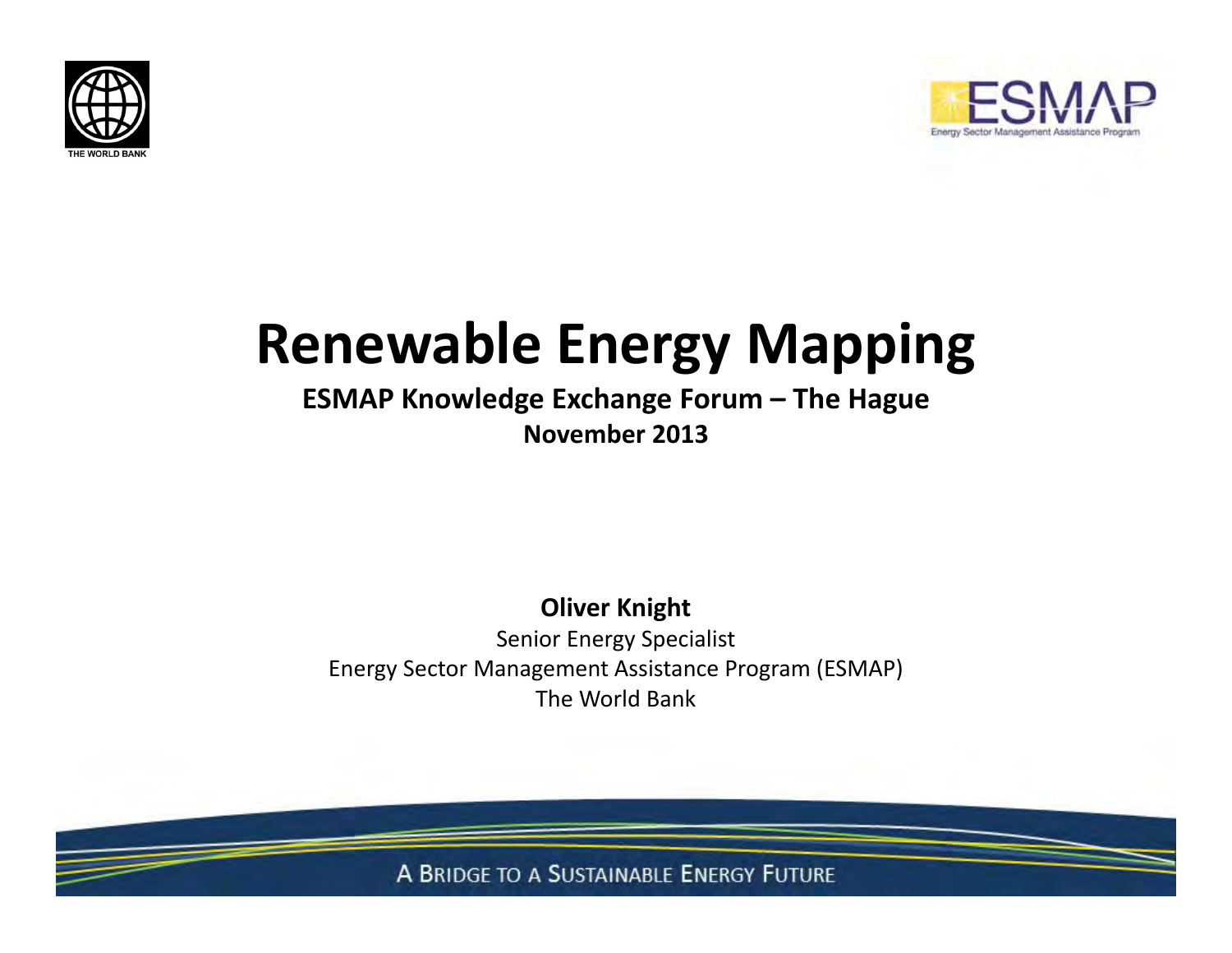THE WORLD BANK

ESMAP
Energy Sector Management Assistance Program

# Renewable Energy Mapping

**ESMAP Knowledge Exchange Forum – The Hague**
**November 2013**

**Oliver Knight**
Senior Energy Specialist
Energy Sector Management Assistance Program (ESMAP)
The World Bank

A BRIDGE TO A SUSTAINABLE ENERGY FUTURE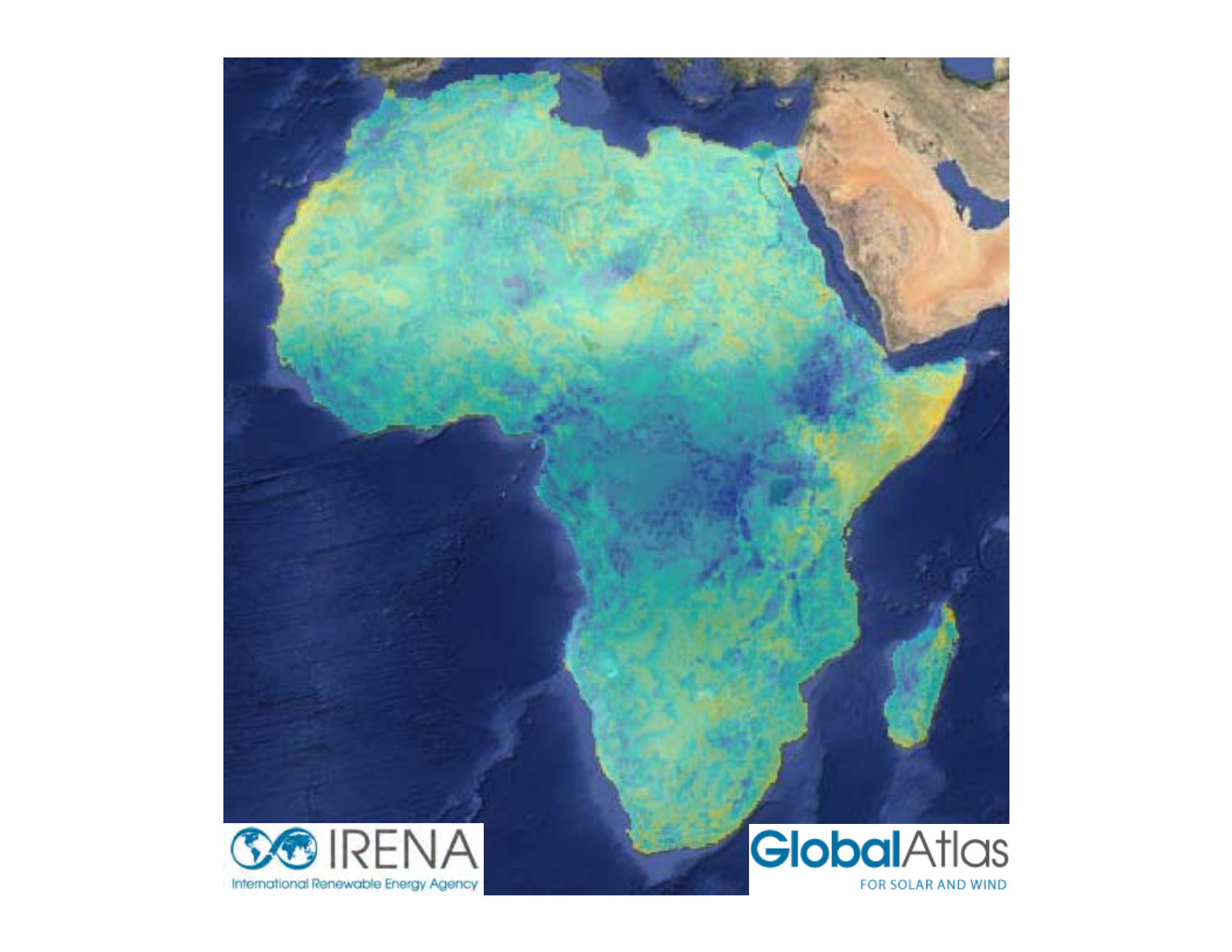IRENA

International Renewable Energy Agency

GlobalAtlas

FOR SOLAR AND WIND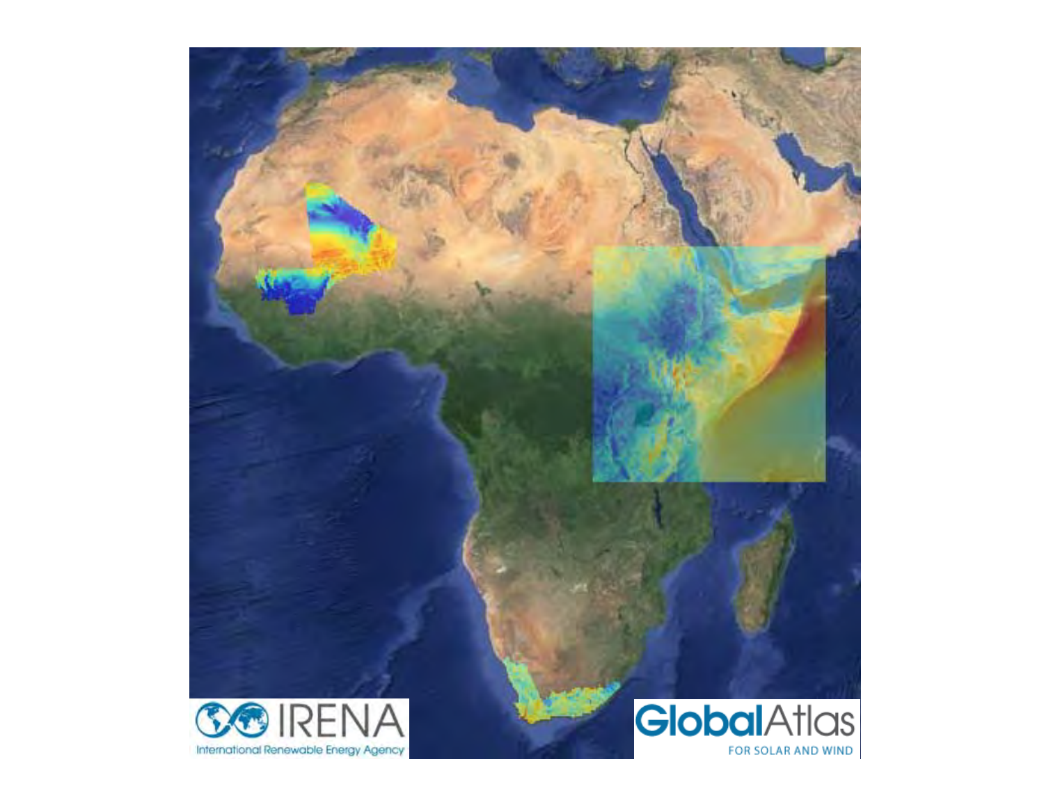IRENA

International Renewable Energy Agency

GlobalAtlas

FOR SOLAR AND WIND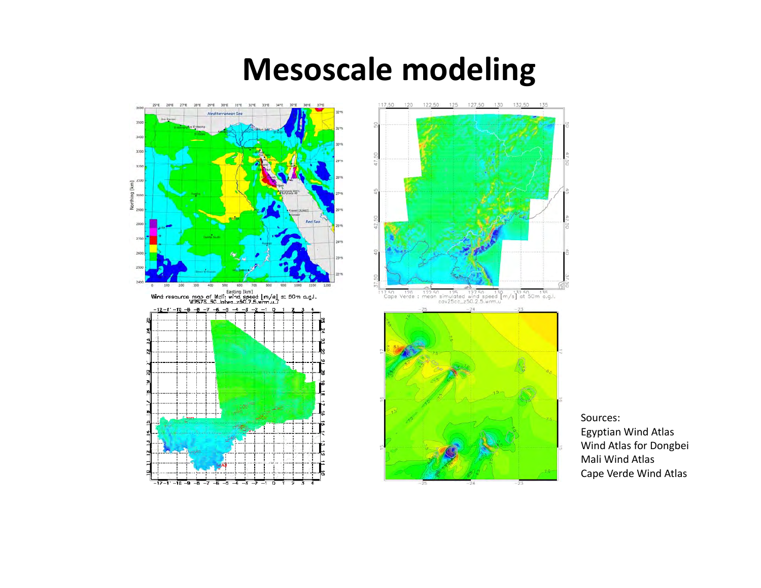# Mesoscale modeling

Sources:
Egyptian Wind Atlas
Wind Atlas for Dongbei
Mali Wind Atlas
Cape Verde Wind Atlas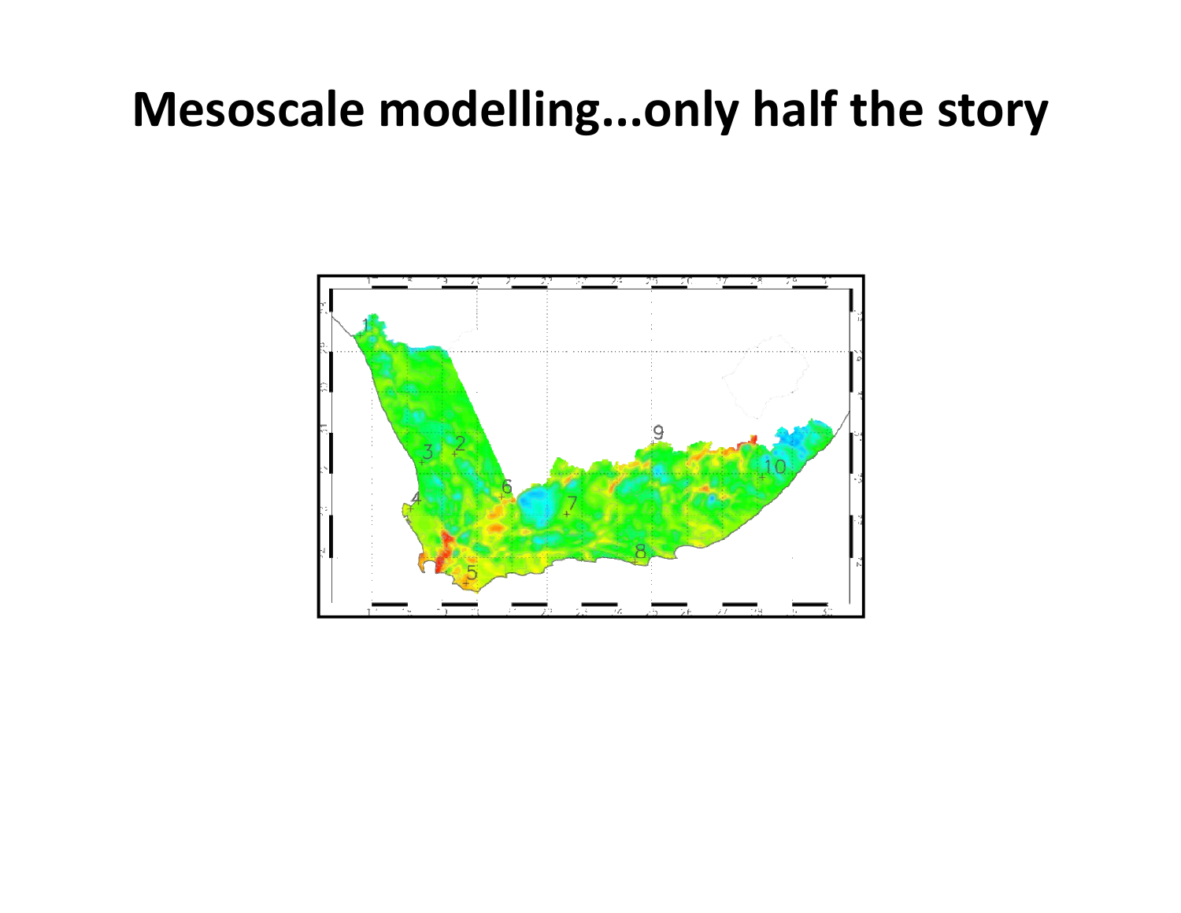# Mesoscale modelling...only half the story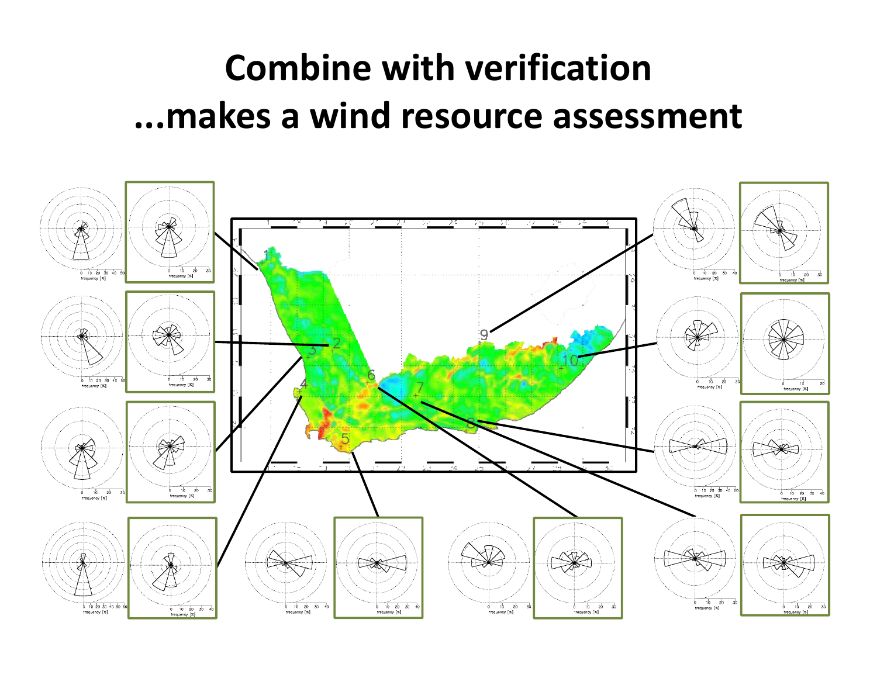# Combine with verification
# ...makes a wind resource assessment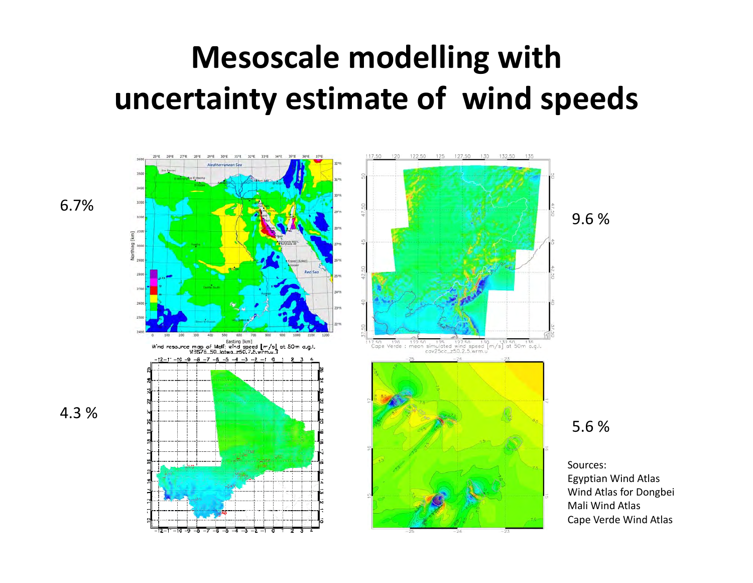# Mesoscale modelling with uncertainty estimate of wind speeds

6.7%

9.6 %

4.3 %

5.6 %

Sources:
Egyptian Wind Atlas
Wind Atlas for Dongbei
Mali Wind Atlas
Cape Verde Wind Atlas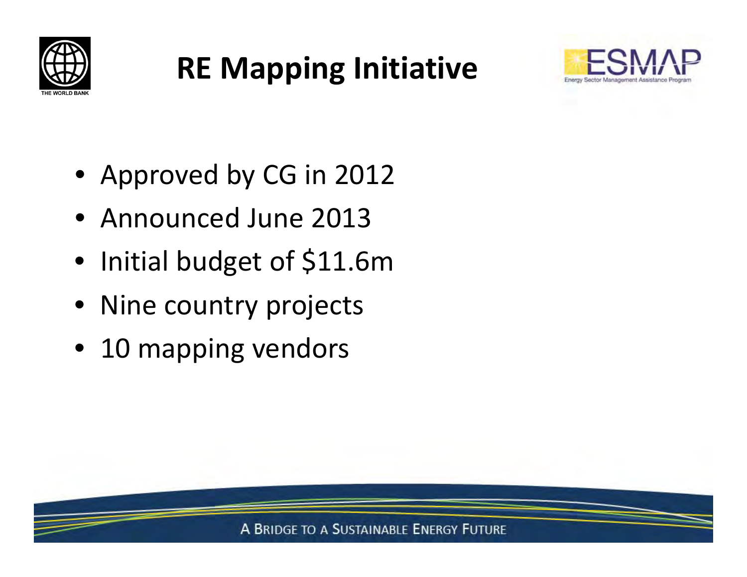# RE Mapping Initiative

- Approved by CG in 2012
- Announced June 2013
- Initial budget of $11.6m
- Nine country projects
- 10 mapping vendors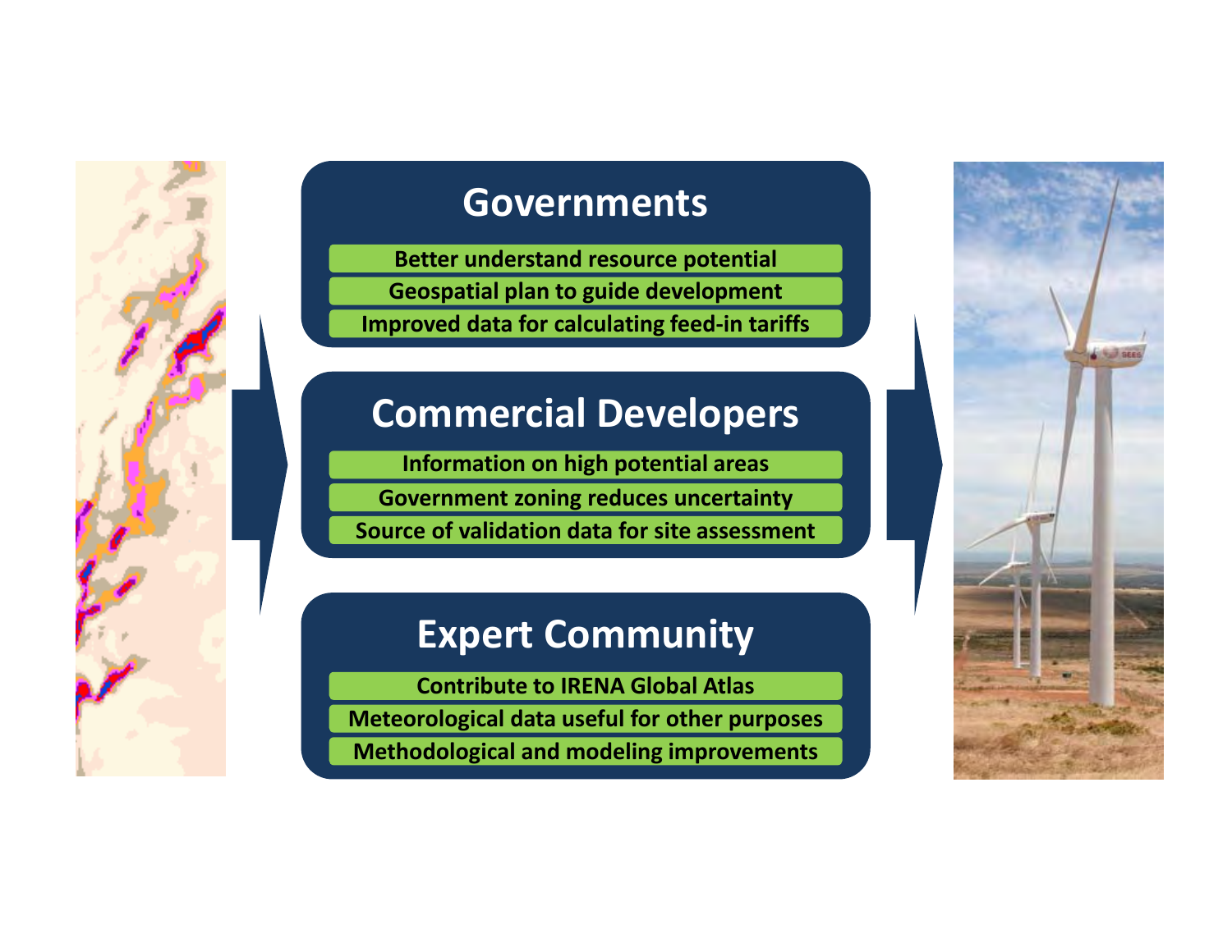## Governments

- Better understand resource potential
- Geospatial plan to guide development
- Improved data for calculating feed-in tariffs

## Commercial Developers

- Information on high potential areas
- Government zoning reduces uncertainty
- Source of validation data for site assessment

## Expert Community

- Contribute to IRENA Global Atlas
- Meteorological data useful for other purposes
- Methodological and modeling improvements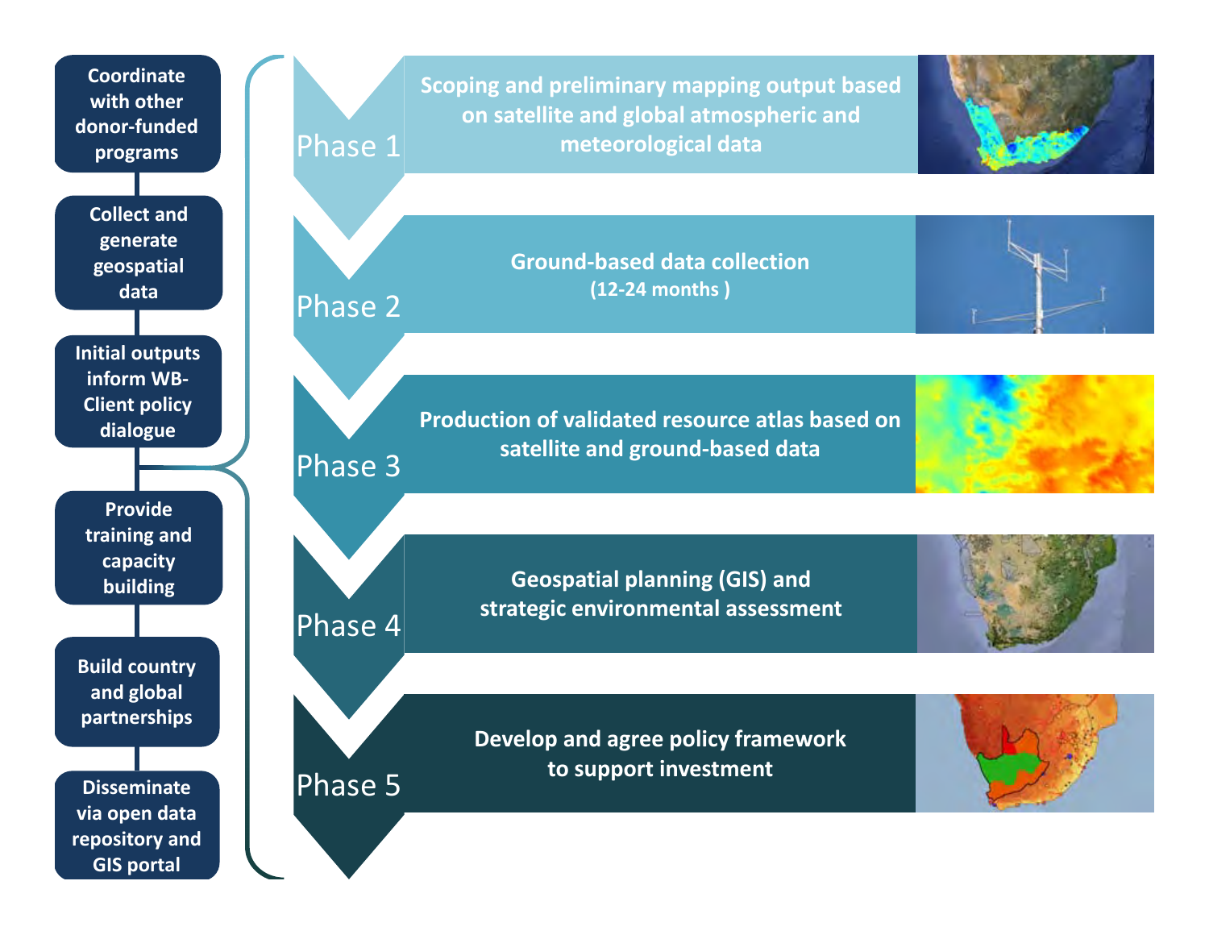- Coordinate with other donor-funded programs
- Collect and generate geospatial data
- Initial outputs inform WB-Client policy dialogue
- Provide training and capacity building
- Build country and global partnerships
- Disseminate via open data repository and GIS portal

**Phase 1** — Scoping and preliminary mapping output based on satellite and global atmospheric and meteorological data

**Phase 2** — Ground-based data collection (12-24 months )

**Phase 3** — Production of validated resource atlas based on satellite and ground-based data

**Phase 4** — Geospatial planning (GIS) and strategic environmental assessment

**Phase 5** — Develop and agree policy framework to support investment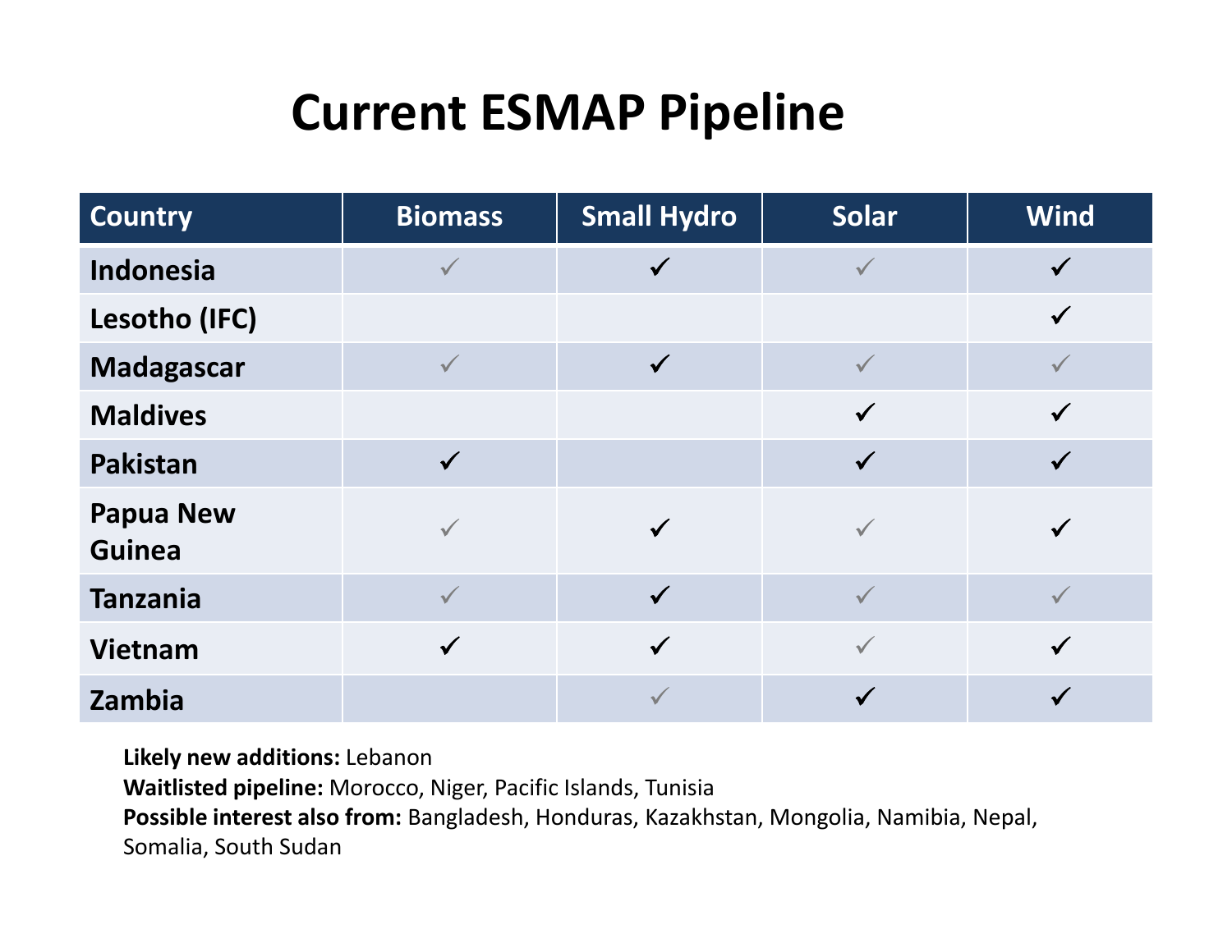# Current ESMAP Pipeline

| Country | Biomass | Small Hydro | Solar | Wind |
|---|---|---|---|---|
| Indonesia | ✓ | ✓ | ✓ | ✓ |
| Lesotho (IFC) | | | | ✓ |
| Madagascar | ✓ | ✓ | ✓ | ✓ |
| Maldives | | | ✓ | ✓ |
| Pakistan | ✓ | | ✓ | ✓ |
| Papua New Guinea | ✓ | ✓ | ✓ | ✓ |
| Tanzania | ✓ | ✓ | ✓ | ✓ |
| Vietnam | ✓ | ✓ | ✓ | ✓ |
| Zambia | | ✓ | ✓ | ✓ |

**Likely new additions:** Lebanon
**Waitlisted pipeline:** Morocco, Niger, Pacific Islands, Tunisia
**Possible interest also from:** Bangladesh, Honduras, Kazakhstan, Mongolia, Namibia, Nepal, Somalia, South Sudan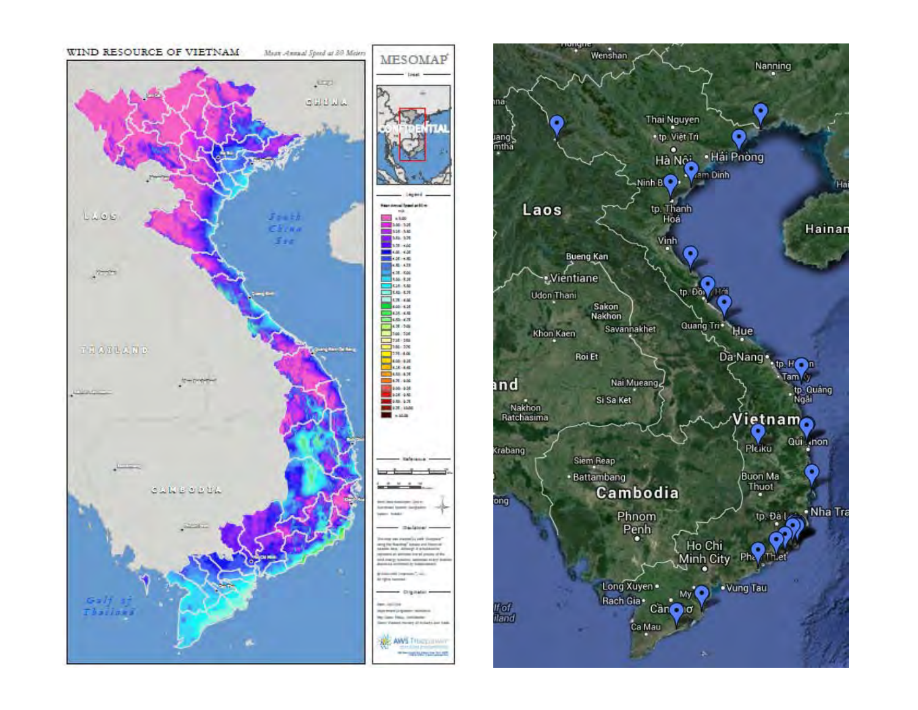WIND RESOURCE OF VIETNAM

*Mean Annual Speed at 80 Meters*

MESOMAP

CHINA

LAOS

THAILAND

CAMBODIA

South China Sea

Gulf of Thailand

CONFIDENTIAL

Wenshan

Nanning

Thai Nguyen

tp. Việt Trì

Hà Nội

Hải Phòng

Nam Dinh

Ninh B

Laos

tp. Thanh Hoá

Hainan

Vinh

Bueng Kan

Vientiane

Udon Thani

tp. Đồng Hới

Sakon Nakhon

Quang Tri

Hue

Khon Kaen

Savannakhet

Roi Et

Da Nang

tp. Hội An

Tam Kỳ

tp. Quảng Ngãi

Nai Mueang

Si Sa Ket

Vietnam

Nakhon Ratchasima

Pleiku

Qui Nhon

Krabang

Siem Reap

Battambang

Buon Ma Thuot

Cambodia

Nha Trang

Phnom Penh

tp. Đà Lạt

Ho Chi Minh City

Phan Thiet

Long Xuyen

My Tho

Vung Tau

Rach Gia

Cần Thơ

Ca Mau